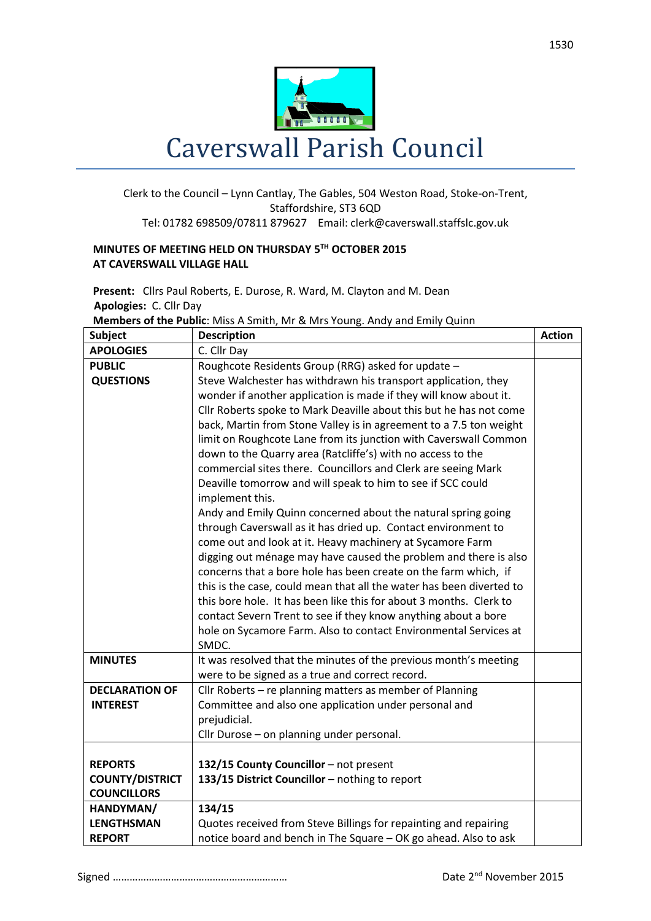# Caverswall Parish Council

Clerk to the Council – Lynn Cantlay, The Gables, 504 Weston Road, Stoke-on-Trent, Staffordshire, ST3 6QD
Tel: 01782 698509/07811 879627 Email: clerk@caverswall.staffslc.gov.uk

**MINUTES OF MEETING HELD ON THURSDAY 5TH OCTOBER 2015**
**AT CAVERSWALL VILLAGE HALL**

**Present:** Cllrs Paul Roberts, E. Durose, R. Ward, M. Clayton and M. Dean
**Apologies:** C. Cllr Day
**Members of the Public**: Miss A Smith, Mr & Mrs Young. Andy and Emily Quinn

| Subject | Description | Action |
|---|---|---|
| **APOLOGIES** | C. Cllr Day | |
| **PUBLIC QUESTIONS** | Roughcote Residents Group (RRG) asked for update – Steve Walchester has withdrawn his transport application, they wonder if another application is made if they will know about it. Cllr Roberts spoke to Mark Deaville about this but he has not come back, Martin from Stone Valley is in agreement to a 7.5 ton weight limit on Roughcote Lane from its junction with Caverswall Common down to the Quarry area (Ratcliffe's) with no access to the commercial sites there. Councillors and Clerk are seeing Mark Deaville tomorrow and will speak to him to see if SCC could implement this.<br>Andy and Emily Quinn concerned about the natural spring going through Caverswall as it has dried up. Contact environment to come out and look at it. Heavy machinery at Sycamore Farm digging out ménage may have caused the problem and there is also concerns that a bore hole has been create on the farm which, if this is the case, could mean that all the water has been diverted to this bore hole. It has been like this for about 3 months. Clerk to contact Severn Trent to see if they know anything about a bore hole on Sycamore Farm. Also to contact Environmental Services at SMDC. | |
| **MINUTES** | It was resolved that the minutes of the previous month's meeting were to be signed as a true and correct record. | |
| **DECLARATION OF INTEREST** | Cllr Roberts – re planning matters as member of Planning Committee and also one application under personal and prejudicial.<br>Cllr Durose – on planning under personal. | |
| **REPORTS COUNTY/DISTRICT COUNCILLORS** | **132/15 County Councillor** – not present<br>**133/15 District Councillor** – nothing to report | |
| **HANDYMAN/ LENGTHSMAN REPORT** | **134/15**<br>Quotes received from Steve Billings for repainting and repairing notice board and bench in The Square – OK go ahead. Also to ask | |

Signed ……………………………………………………… Date 2nd November 2015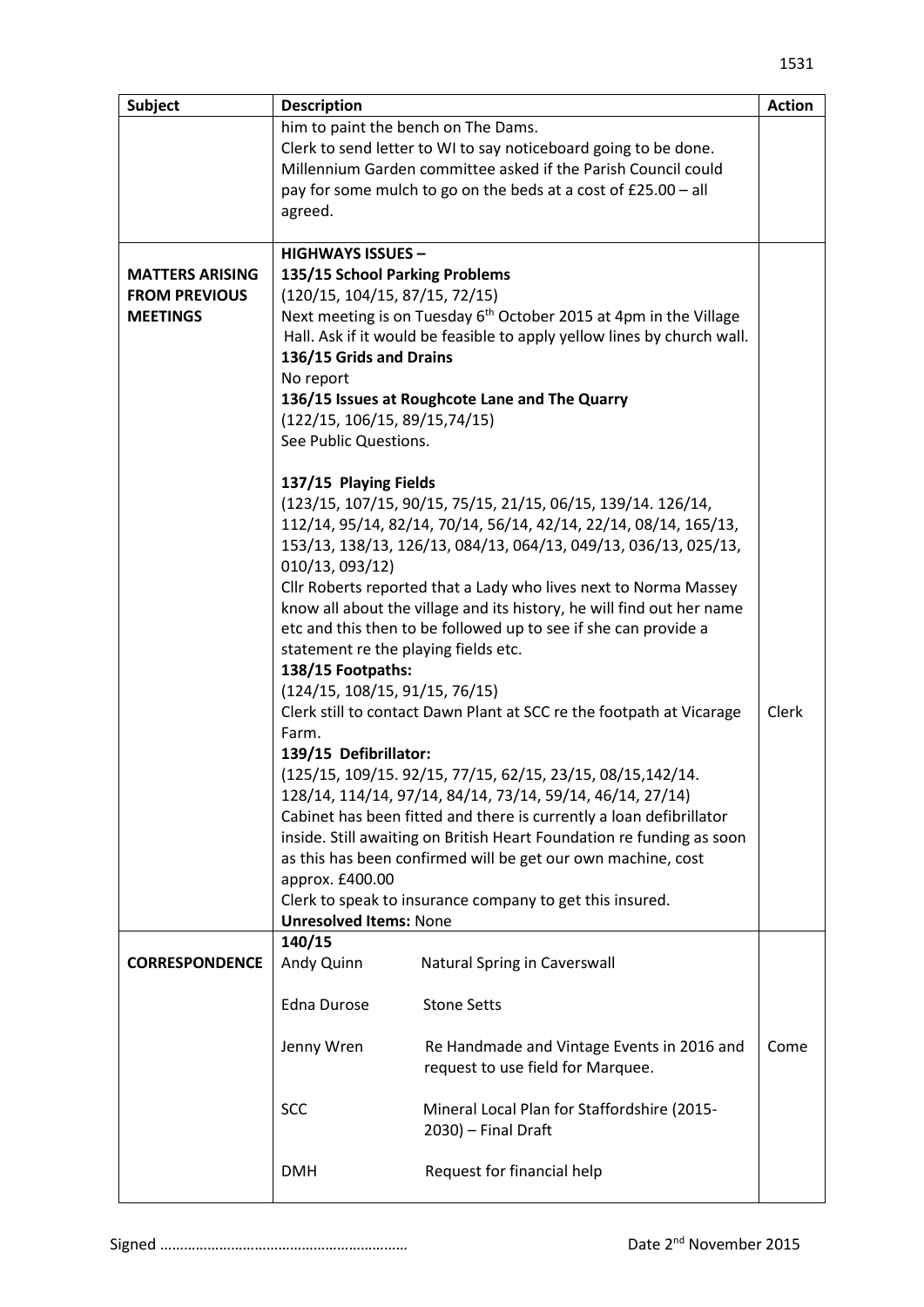| Subject | Description | Action |
|---|---|---|
| | him to paint the bench on The Dams.<br>Clerk to send letter to WI to say noticeboard going to be done.<br>Millennium Garden committee asked if the Parish Council could pay for some mulch to go on the beds at a cost of £25.00 – all agreed. | |
| **MATTERS ARISING FROM PREVIOUS MEETINGS** | **HIGHWAYS ISSUES –**<br>**135/15 School Parking Problems**<br>(120/15, 104/15, 87/15, 72/15)<br>Next meeting is on Tuesday 6th October 2015 at 4pm in the Village Hall. Ask if it would be feasible to apply yellow lines by church wall.<br>**136/15 Grids and Drains**<br>No report<br>**136/15 Issues at Roughcote Lane and The Quarry**<br>(122/15, 106/15, 89/15,74/15)<br>See Public Questions.<br><br>**137/15 Playing Fields**<br>(123/15, 107/15, 90/15, 75/15, 21/15, 06/15, 139/14. 126/14, 112/14, 95/14, 82/14, 70/14, 56/14, 42/14, 22/14, 08/14, 165/13, 153/13, 138/13, 126/13, 084/13, 064/13, 049/13, 036/13, 025/13, 010/13, 093/12)<br>Cllr Roberts reported that a Lady who lives next to Norma Massey know all about the village and its history, he will find out her name etc and this then to be followed up to see if she can provide a statement re the playing fields etc.<br>**138/15 Footpaths:**<br>(124/15, 108/15, 91/15, 76/15)<br>Clerk still to contact Dawn Plant at SCC re the footpath at Vicarage Farm.<br>**139/15 Defibrillator:**<br>(125/15, 109/15. 92/15, 77/15, 62/15, 23/15, 08/15,142/14. 128/14, 114/14, 97/14, 84/14, 73/14, 59/14, 46/14, 27/14)<br>Cabinet has been fitted and there is currently a loan defibrillator inside. Still awaiting on British Heart Foundation re funding as soon as this has been confirmed will be get our own machine, cost approx. £400.00<br>Clerk to speak to insurance company to get this insured.<br>**Unresolved Items:** None | Clerk |
| **CORRESPONDENCE** | **140/15**<br>Andy Quinn — Natural Spring in Caverswall<br><br>Edna Durose — Stone Setts<br><br>Jenny Wren — Re Handmade and Vintage Events in 2016 and request to use field for Marquee.<br><br>SCC — Mineral Local Plan for Staffordshire (2015-2030) – Final Draft<br><br>DMH — Request for financial help | Come |

Signed ……………………………………………………  Date 2nd November 2015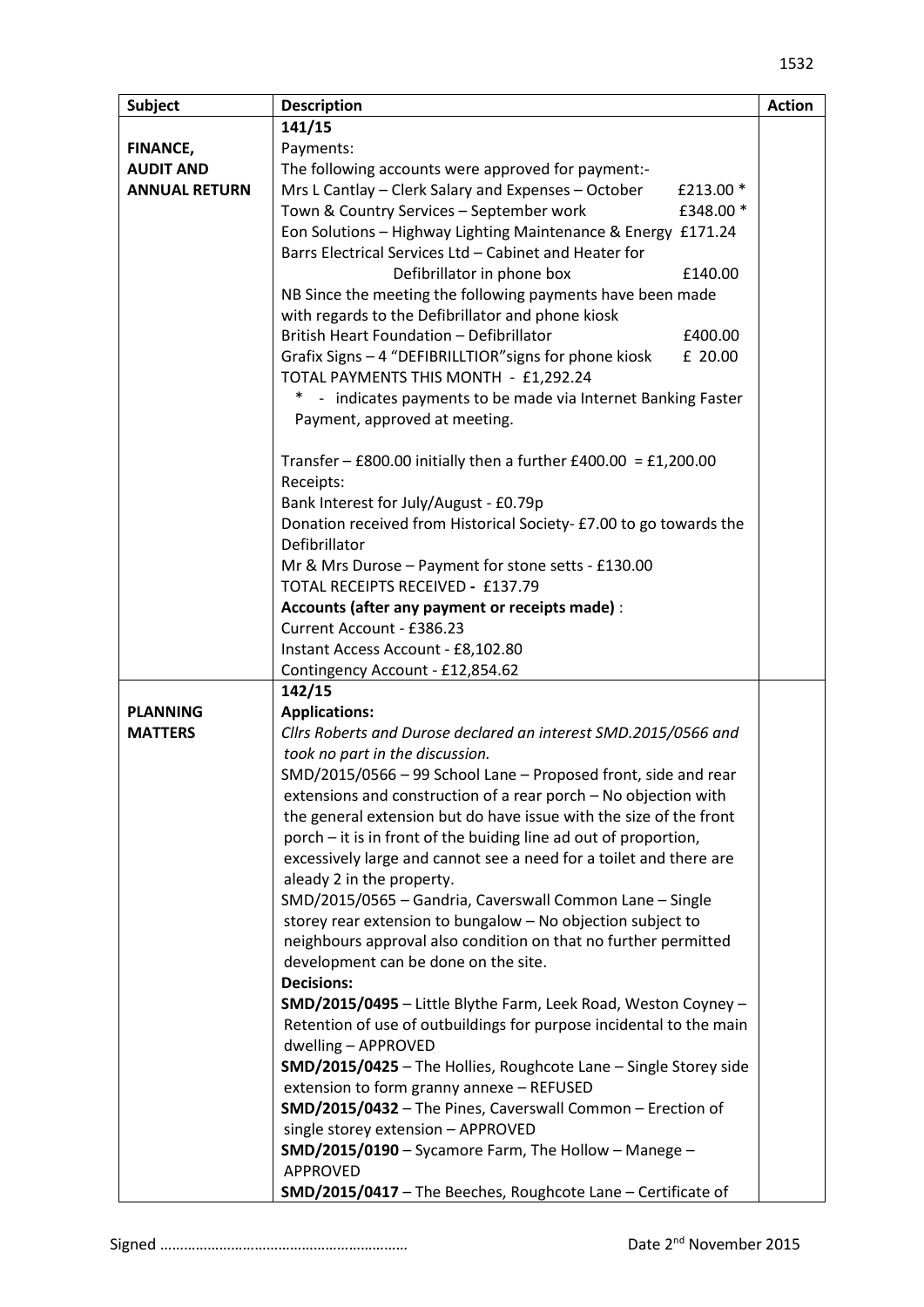| Subject | Description | Action |
|---|---|---|
| **FINANCE, AUDIT AND ANNUAL RETURN** | **141/15**<br>Payments:<br>The following accounts were approved for payment:-<br>Mrs L Cantlay – Clerk Salary and Expenses – October £213.00 *<br>Town & Country Services – September work £348.00 *<br>Eon Solutions – Highway Lighting Maintenance & Energy £171.24<br>Barrs Electrical Services Ltd – Cabinet and Heater for Defibrillator in phone box £140.00<br>NB Since the meeting the following payments have been made with regards to the Defibrillator and phone kiosk<br>British Heart Foundation – Defibrillator £400.00<br>Grafix Signs – 4 "DEFIBRILLTIOR"signs for phone kiosk £ 20.00<br>TOTAL PAYMENTS THIS MONTH - £1,292.24<br>* - indicates payments to be made via Internet Banking Faster Payment, approved at meeting.<br><br>Transfer – £800.00 initially then a further £400.00 = £1,200.00<br>Receipts:<br>Bank Interest for July/August - £0.79p<br>Donation received from Historical Society- £7.00 to go towards the Defibrillator<br>Mr & Mrs Durose – Payment for stone setts - £130.00<br>TOTAL RECEIPTS RECEIVED - £137.79<br>**Accounts (after any payment or receipts made)** :<br>Current Account - £386.23<br>Instant Access Account - £8,102.80<br>Contingency Account - £12,854.62 | |
| **PLANNING MATTERS** | **142/15**<br>**Applications:**<br>*Cllrs Roberts and Durose declared an interest SMD.2015/0566 and took no part in the discussion.*<br>SMD/2015/0566 – 99 School Lane – Proposed front, side and rear extensions and construction of a rear porch – No objection with the general extension but do have issue with the size of the front porch – it is in front of the buiding line ad out of proportion, excessively large and cannot see a need for a toilet and there are aleady 2 in the property.<br>SMD/2015/0565 – Gandria, Caverswall Common Lane – Single storey rear extension to bungalow – No objection subject to neighbours approval also condition on that no further permitted development can be done on the site.<br>**Decisions:**<br>**SMD/2015/0495** – Little Blythe Farm, Leek Road, Weston Coyney – Retention of use of outbuildings for purpose incidental to the main dwelling – APPROVED<br>**SMD/2015/0425** – The Hollies, Roughcote Lane – Single Storey side extension to form granny annexe – REFUSED<br>**SMD/2015/0432** – The Pines, Caverswall Common – Erection of single storey extension – APPROVED<br>**SMD/2015/0190** – Sycamore Farm, The Hollow – Manege – APPROVED<br>**SMD/2015/0417** – The Beeches, Roughcote Lane – Certificate of | |

Signed …………………………………………………… Date 2nd November 2015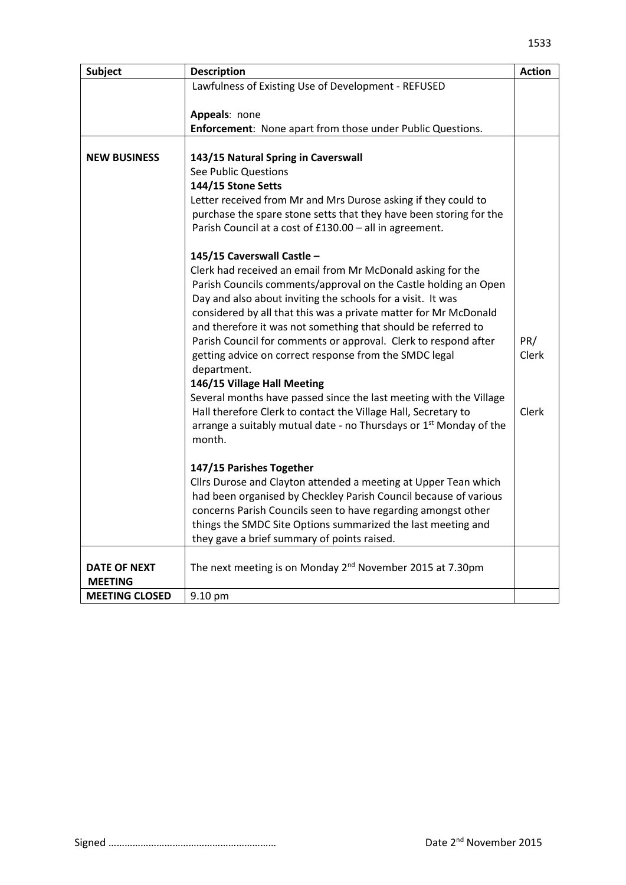| Subject | Description | Action |
|---|---|---|
| | Lawfulness of Existing Use of Development - REFUSED<br><br>**Appeals**: none<br>**Enforcement**: None apart from those under Public Questions. | |
| **NEW BUSINESS** | **143/15 Natural Spring in Caverswall**<br>See Public Questions<br>**144/15 Stone Setts**<br>Letter received from Mr and Mrs Durose asking if they could to purchase the spare stone setts that they have been storing for the Parish Council at a cost of £130.00 – all in agreement.<br><br>**145/15 Caverswall Castle –**<br>Clerk had received an email from Mr McDonald asking for the Parish Councils comments/approval on the Castle holding an Open Day and also about inviting the schools for a visit. It was considered by all that this was a private matter for Mr McDonald and therefore it was not something that should be referred to Parish Council for comments or approval. Clerk to respond after getting advice on correct response from the SMDC legal department.<br>**146/15 Village Hall Meeting**<br>Several months have passed since the last meeting with the Village Hall therefore Clerk to contact the Village Hall, Secretary to arrange a suitably mutual date - no Thursdays or 1st Monday of the month.<br><br>**147/15 Parishes Together**<br>Cllrs Durose and Clayton attended a meeting at Upper Tean which had been organised by Checkley Parish Council because of various concerns Parish Councils seen to have regarding amongst other things the SMDC Site Options summarized the last meeting and they gave a brief summary of points raised. | PR/ Clerk<br><br>Clerk |
| **DATE OF NEXT MEETING** | The next meeting is on Monday 2nd November 2015 at 7.30pm | |
| **MEETING CLOSED** | 9.10 pm | |

Signed ……………………………………………………

Date 2nd November 2015